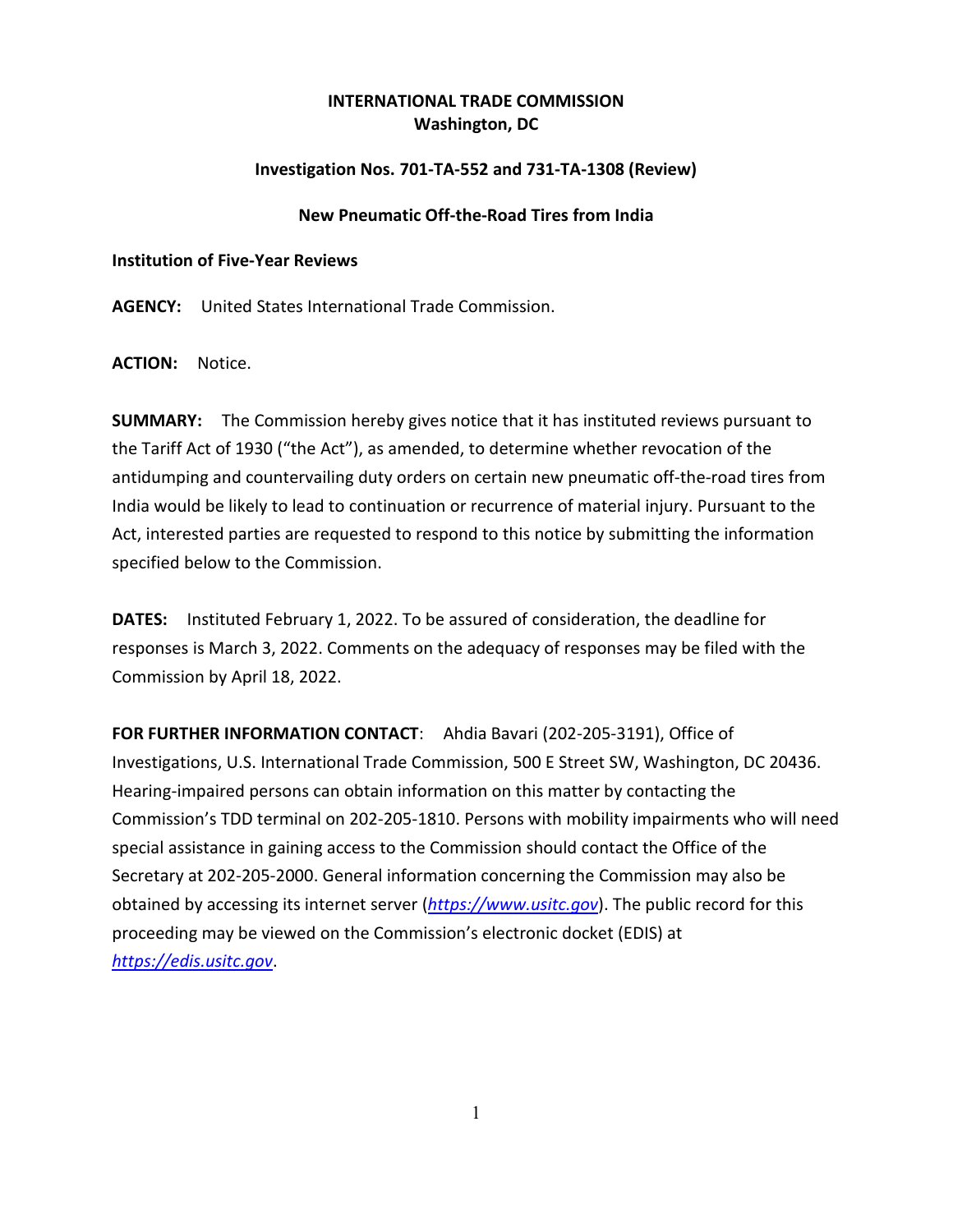**INTERNATIONAL TRADE COMMISSION**
**Washington, DC**

**Investigation Nos. 701-TA-552 and 731-TA-1308 (Review)**

**New Pneumatic Off-the-Road Tires from India**

**Institution of Five-Year Reviews**

**AGENCY:** United States International Trade Commission.

**ACTION:** Notice.

**SUMMARY:** The Commission hereby gives notice that it has instituted reviews pursuant to the Tariff Act of 1930 ("the Act"), as amended, to determine whether revocation of the antidumping and countervailing duty orders on certain new pneumatic off-the-road tires from India would be likely to lead to continuation or recurrence of material injury. Pursuant to the Act, interested parties are requested to respond to this notice by submitting the information specified below to the Commission.

**DATES:** Instituted February 1, 2022. To be assured of consideration, the deadline for responses is March 3, 2022. Comments on the adequacy of responses may be filed with the Commission by April 18, 2022.

**FOR FURTHER INFORMATION CONTACT**: Ahdia Bavari (202-205-3191), Office of Investigations, U.S. International Trade Commission, 500 E Street SW, Washington, DC 20436. Hearing-impaired persons can obtain information on this matter by contacting the Commission's TDD terminal on 202-205-1810. Persons with mobility impairments who will need special assistance in gaining access to the Commission should contact the Office of the Secretary at 202-205-2000. General information concerning the Commission may also be obtained by accessing its internet server (*https://www.usitc.gov*). The public record for this proceeding may be viewed on the Commission's electronic docket (EDIS) at *https://edis.usitc.gov*.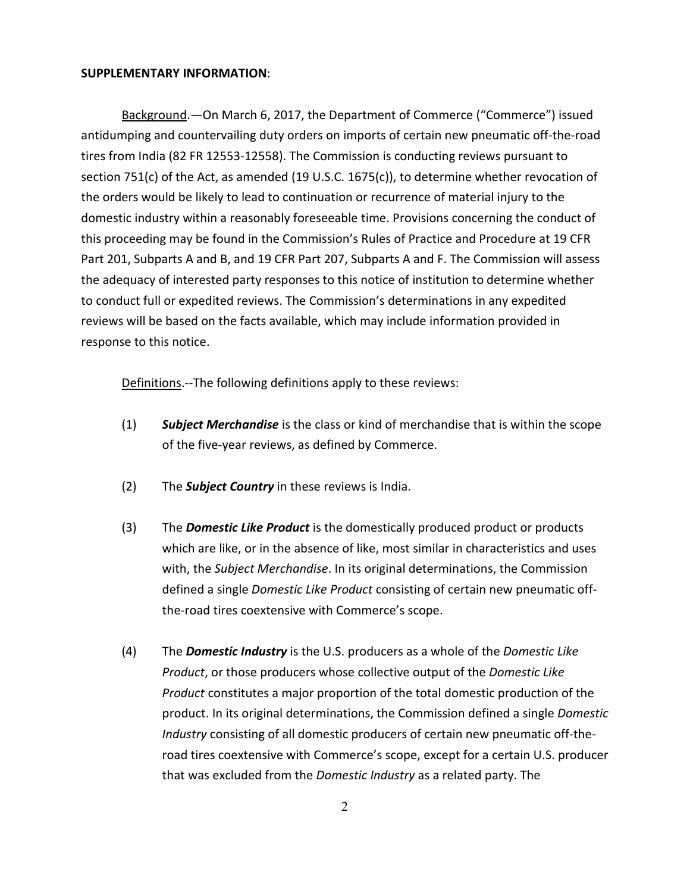**SUPPLEMENTARY INFORMATION**:

Background.—On March 6, 2017, the Department of Commerce ("Commerce") issued antidumping and countervailing duty orders on imports of certain new pneumatic off-the-road tires from India (82 FR 12553-12558). The Commission is conducting reviews pursuant to section 751(c) of the Act, as amended (19 U.S.C. 1675(c)), to determine whether revocation of the orders would be likely to lead to continuation or recurrence of material injury to the domestic industry within a reasonably foreseeable time. Provisions concerning the conduct of this proceeding may be found in the Commission's Rules of Practice and Procedure at 19 CFR Part 201, Subparts A and B, and 19 CFR Part 207, Subparts A and F. The Commission will assess the adequacy of interested party responses to this notice of institution to determine whether to conduct full or expedited reviews. The Commission's determinations in any expedited reviews will be based on the facts available, which may include information provided in response to this notice.

Definitions.--The following definitions apply to these reviews:

(1) ***Subject Merchandise*** is the class or kind of merchandise that is within the scope of the five-year reviews, as defined by Commerce.

(2) The ***Subject Country*** in these reviews is India.

(3) The ***Domestic Like Product*** is the domestically produced product or products which are like, or in the absence of like, most similar in characteristics and uses with, the *Subject Merchandise*. In its original determinations, the Commission defined a single *Domestic Like Product* consisting of certain new pneumatic off-the-road tires coextensive with Commerce's scope.

(4) The ***Domestic Industry*** is the U.S. producers as a whole of the *Domestic Like Product*, or those producers whose collective output of the *Domestic Like Product* constitutes a major proportion of the total domestic production of the product. In its original determinations, the Commission defined a single *Domestic Industry* consisting of all domestic producers of certain new pneumatic off-the-road tires coextensive with Commerce's scope, except for a certain U.S. producer that was excluded from the *Domestic Industry* as a related party. The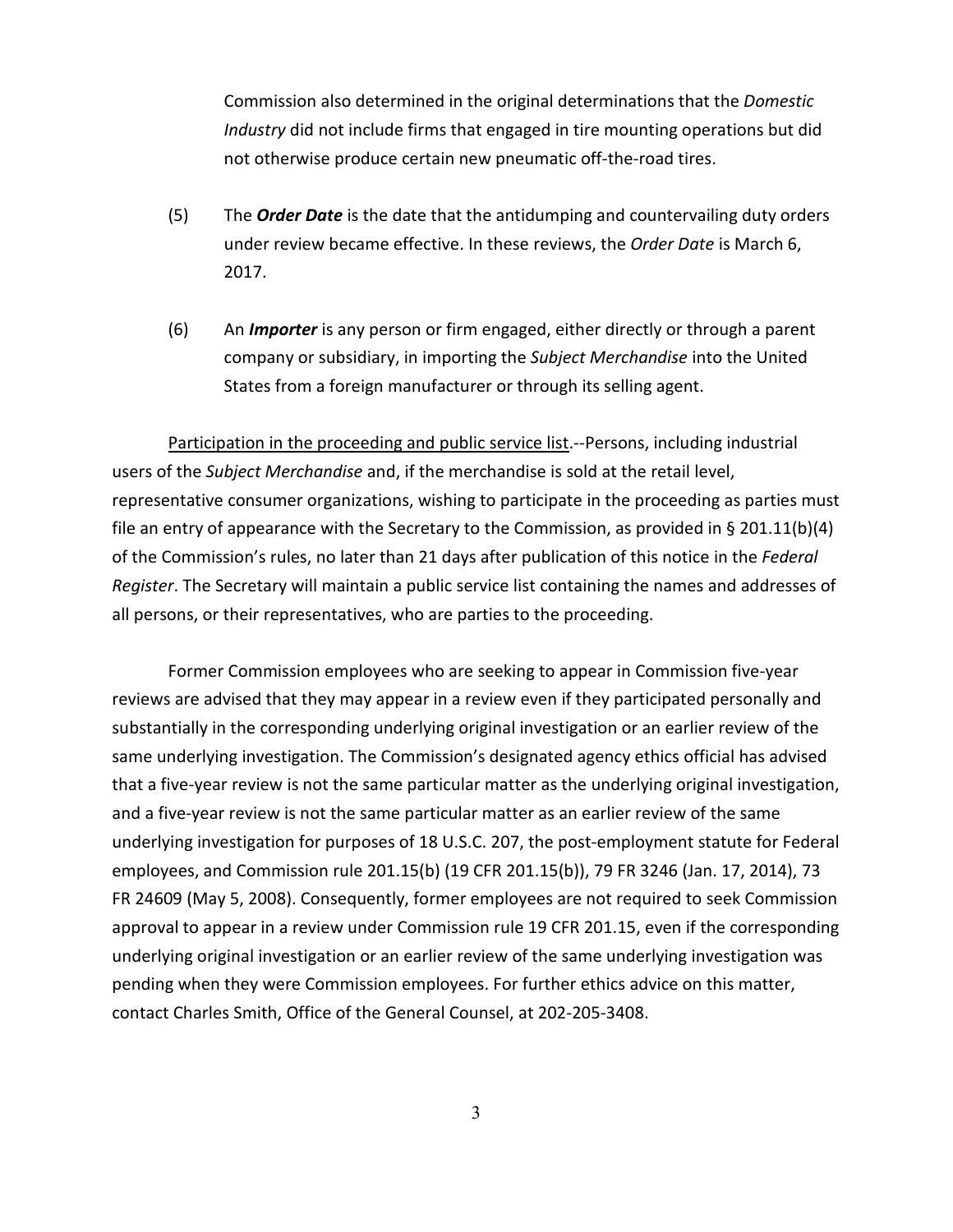Commission also determined in the original determinations that the *Domestic Industry* did not include firms that engaged in tire mounting operations but did not otherwise produce certain new pneumatic off-the-road tires.

(5) The ***Order Date*** is the date that the antidumping and countervailing duty orders under review became effective. In these reviews, the *Order Date* is March 6, 2017.

(6) An ***Importer*** is any person or firm engaged, either directly or through a parent company or subsidiary, in importing the *Subject Merchandise* into the United States from a foreign manufacturer or through its selling agent.

Participation in the proceeding and public service list.--Persons, including industrial users of the *Subject Merchandise* and, if the merchandise is sold at the retail level, representative consumer organizations, wishing to participate in the proceeding as parties must file an entry of appearance with the Secretary to the Commission, as provided in § 201.11(b)(4) of the Commission's rules, no later than 21 days after publication of this notice in the *Federal Register*. The Secretary will maintain a public service list containing the names and addresses of all persons, or their representatives, who are parties to the proceeding.

Former Commission employees who are seeking to appear in Commission five-year reviews are advised that they may appear in a review even if they participated personally and substantially in the corresponding underlying original investigation or an earlier review of the same underlying investigation. The Commission's designated agency ethics official has advised that a five-year review is not the same particular matter as the underlying original investigation, and a five-year review is not the same particular matter as an earlier review of the same underlying investigation for purposes of 18 U.S.C. 207, the post-employment statute for Federal employees, and Commission rule 201.15(b) (19 CFR 201.15(b)), 79 FR 3246 (Jan. 17, 2014), 73 FR 24609 (May 5, 2008). Consequently, former employees are not required to seek Commission approval to appear in a review under Commission rule 19 CFR 201.15, even if the corresponding underlying original investigation or an earlier review of the same underlying investigation was pending when they were Commission employees. For further ethics advice on this matter, contact Charles Smith, Office of the General Counsel, at 202-205-3408.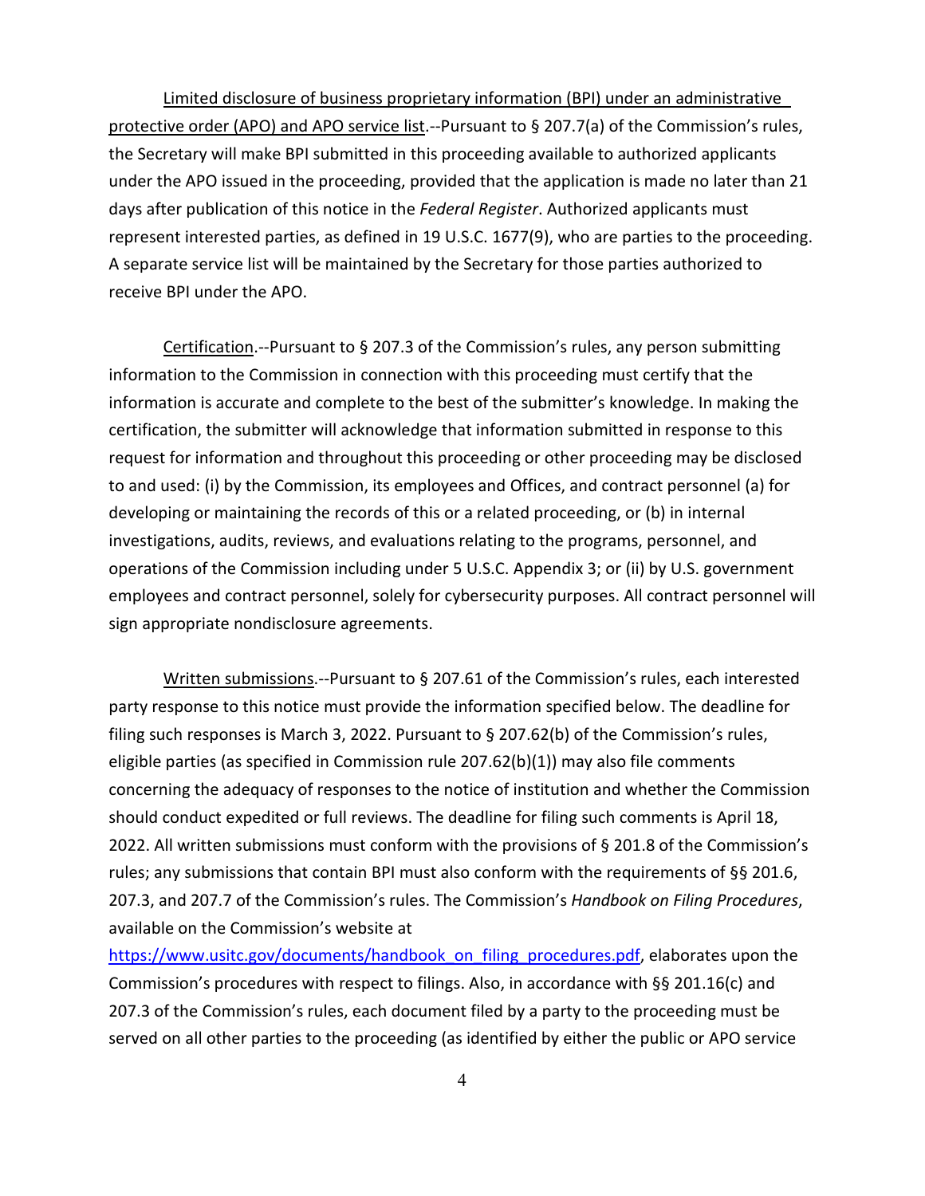<u>Limited disclosure of business proprietary information (BPI) under an administrative protective order (APO) and APO service list</u>.--Pursuant to § 207.7(a) of the Commission's rules, the Secretary will make BPI submitted in this proceeding available to authorized applicants under the APO issued in the proceeding, provided that the application is made no later than 21 days after publication of this notice in the *Federal Register*. Authorized applicants must represent interested parties, as defined in 19 U.S.C. 1677(9), who are parties to the proceeding. A separate service list will be maintained by the Secretary for those parties authorized to receive BPI under the APO.

<u>Certification</u>.--Pursuant to § 207.3 of the Commission's rules, any person submitting information to the Commission in connection with this proceeding must certify that the information is accurate and complete to the best of the submitter's knowledge. In making the certification, the submitter will acknowledge that information submitted in response to this request for information and throughout this proceeding or other proceeding may be disclosed to and used: (i) by the Commission, its employees and Offices, and contract personnel (a) for developing or maintaining the records of this or a related proceeding, or (b) in internal investigations, audits, reviews, and evaluations relating to the programs, personnel, and operations of the Commission including under 5 U.S.C. Appendix 3; or (ii) by U.S. government employees and contract personnel, solely for cybersecurity purposes. All contract personnel will sign appropriate nondisclosure agreements.

<u>Written submissions</u>.--Pursuant to § 207.61 of the Commission's rules, each interested party response to this notice must provide the information specified below. The deadline for filing such responses is March 3, 2022. Pursuant to § 207.62(b) of the Commission's rules, eligible parties (as specified in Commission rule 207.62(b)(1)) may also file comments concerning the adequacy of responses to the notice of institution and whether the Commission should conduct expedited or full reviews. The deadline for filing such comments is April 18, 2022. All written submissions must conform with the provisions of § 201.8 of the Commission's rules; any submissions that contain BPI must also conform with the requirements of §§ 201.6, 207.3, and 207.7 of the Commission's rules. The Commission's *Handbook on Filing Procedures*, available on the Commission's website at https://www.usitc.gov/documents/handbook_on_filing_procedures.pdf, elaborates upon the Commission's procedures with respect to filings. Also, in accordance with §§ 201.16(c) and 207.3 of the Commission's rules, each document filed by a party to the proceeding must be served on all other parties to the proceeding (as identified by either the public or APO service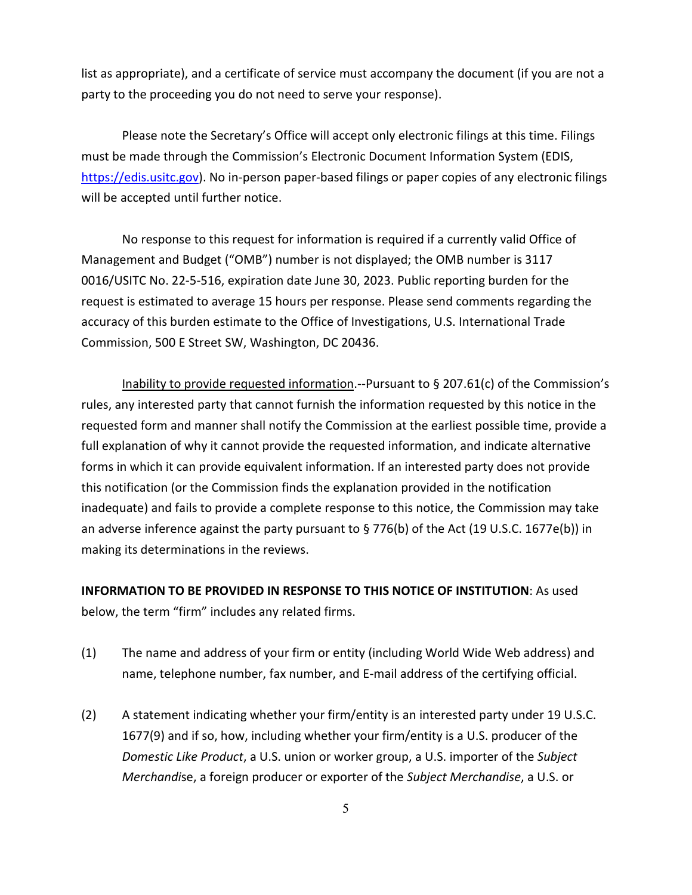list as appropriate), and a certificate of service must accompany the document (if you are not a party to the proceeding you do not need to serve your response).

Please note the Secretary's Office will accept only electronic filings at this time. Filings must be made through the Commission's Electronic Document Information System (EDIS, https://edis.usitc.gov). No in-person paper-based filings or paper copies of any electronic filings will be accepted until further notice.

No response to this request for information is required if a currently valid Office of Management and Budget ("OMB") number is not displayed; the OMB number is 3117 0016/USITC No. 22-5-516, expiration date June 30, 2023. Public reporting burden for the request is estimated to average 15 hours per response. Please send comments regarding the accuracy of this burden estimate to the Office of Investigations, U.S. International Trade Commission, 500 E Street SW, Washington, DC 20436.

Inability to provide requested information.--Pursuant to § 207.61(c) of the Commission's rules, any interested party that cannot furnish the information requested by this notice in the requested form and manner shall notify the Commission at the earliest possible time, provide a full explanation of why it cannot provide the requested information, and indicate alternative forms in which it can provide equivalent information. If an interested party does not provide this notification (or the Commission finds the explanation provided in the notification inadequate) and fails to provide a complete response to this notice, the Commission may take an adverse inference against the party pursuant to § 776(b) of the Act (19 U.S.C. 1677e(b)) in making its determinations in the reviews.

**INFORMATION TO BE PROVIDED IN RESPONSE TO THIS NOTICE OF INSTITUTION**: As used below, the term "firm" includes any related firms.

(1) The name and address of your firm or entity (including World Wide Web address) and name, telephone number, fax number, and E-mail address of the certifying official.

(2) A statement indicating whether your firm/entity is an interested party under 19 U.S.C. 1677(9) and if so, how, including whether your firm/entity is a U.S. producer of the *Domestic Like Product*, a U.S. union or worker group, a U.S. importer of the *Subject Merchandise*, a foreign producer or exporter of the *Subject Merchandise*, a U.S. or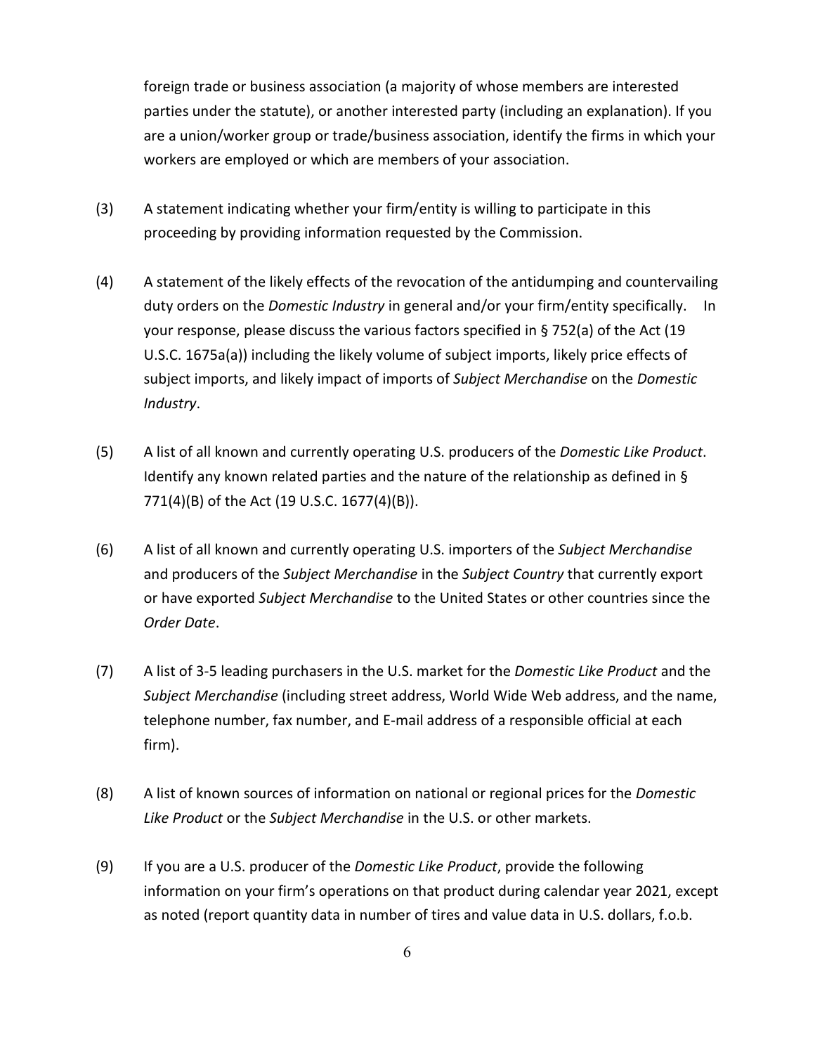foreign trade or business association (a majority of whose members are interested parties under the statute), or another interested party (including an explanation). If you are a union/worker group or trade/business association, identify the firms in which your workers are employed or which are members of your association.

(3) A statement indicating whether your firm/entity is willing to participate in this proceeding by providing information requested by the Commission.

(4) A statement of the likely effects of the revocation of the antidumping and countervailing duty orders on the *Domestic Industry* in general and/or your firm/entity specifically. In your response, please discuss the various factors specified in § 752(a) of the Act (19 U.S.C. 1675a(a)) including the likely volume of subject imports, likely price effects of subject imports, and likely impact of imports of *Subject Merchandise* on the *Domestic Industry*.

(5) A list of all known and currently operating U.S. producers of the *Domestic Like Product*. Identify any known related parties and the nature of the relationship as defined in § 771(4)(B) of the Act (19 U.S.C. 1677(4)(B)).

(6) A list of all known and currently operating U.S. importers of the *Subject Merchandise* and producers of the *Subject Merchandise* in the *Subject Country* that currently export or have exported *Subject Merchandise* to the United States or other countries since the *Order Date*.

(7) A list of 3-5 leading purchasers in the U.S. market for the *Domestic Like Product* and the *Subject Merchandise* (including street address, World Wide Web address, and the name, telephone number, fax number, and E-mail address of a responsible official at each firm).

(8) A list of known sources of information on national or regional prices for the *Domestic Like Product* or the *Subject Merchandise* in the U.S. or other markets.

(9) If you are a U.S. producer of the *Domestic Like Product*, provide the following information on your firm's operations on that product during calendar year 2021, except as noted (report quantity data in number of tires and value data in U.S. dollars, f.o.b.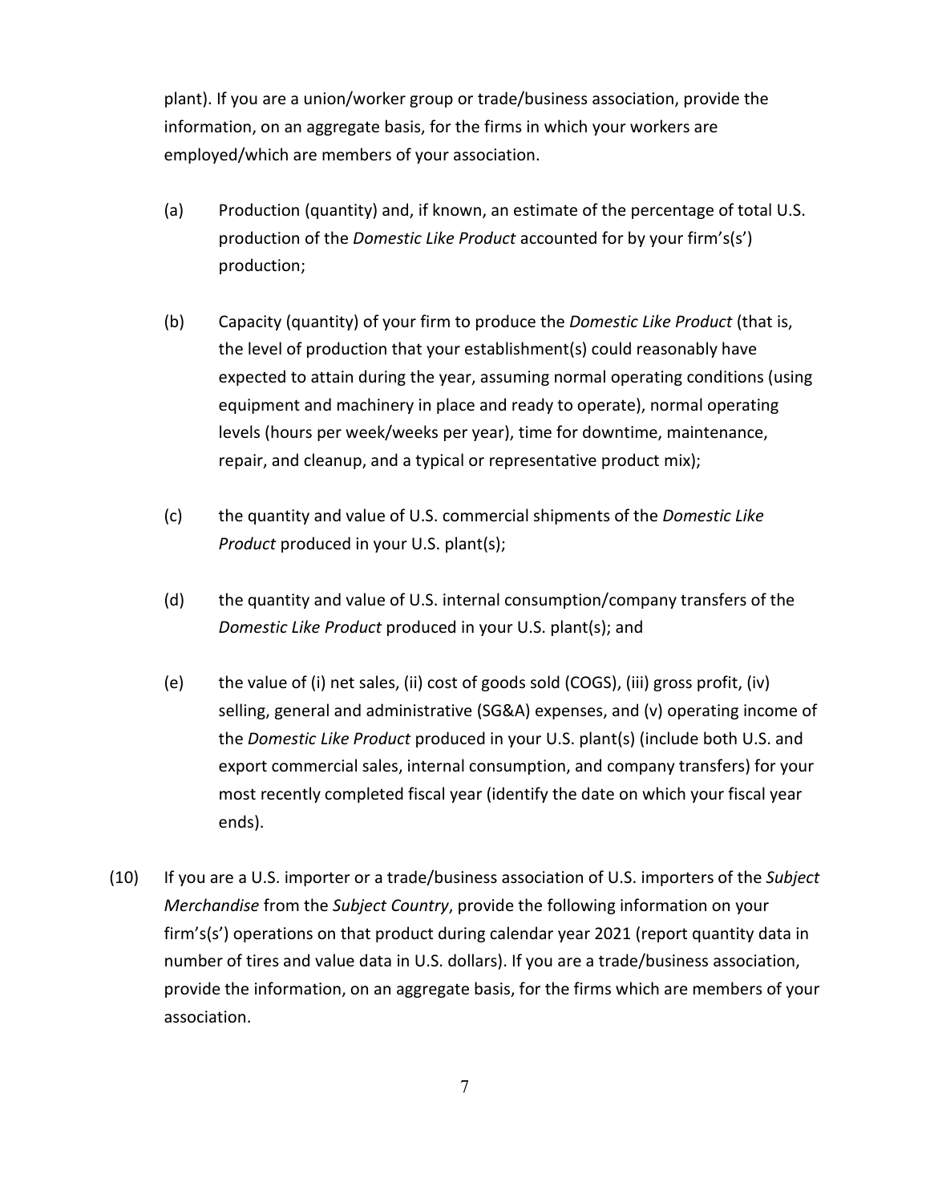plant). If you are a union/worker group or trade/business association, provide the information, on an aggregate basis, for the firms in which your workers are employed/which are members of your association.

(a) Production (quantity) and, if known, an estimate of the percentage of total U.S. production of the *Domestic Like Product* accounted for by your firm's(s') production;

(b) Capacity (quantity) of your firm to produce the *Domestic Like Product* (that is, the level of production that your establishment(s) could reasonably have expected to attain during the year, assuming normal operating conditions (using equipment and machinery in place and ready to operate), normal operating levels (hours per week/weeks per year), time for downtime, maintenance, repair, and cleanup, and a typical or representative product mix);

(c) the quantity and value of U.S. commercial shipments of the *Domestic Like Product* produced in your U.S. plant(s);

(d) the quantity and value of U.S. internal consumption/company transfers of the *Domestic Like Product* produced in your U.S. plant(s); and

(e) the value of (i) net sales, (ii) cost of goods sold (COGS), (iii) gross profit, (iv) selling, general and administrative (SG&A) expenses, and (v) operating income of the *Domestic Like Product* produced in your U.S. plant(s) (include both U.S. and export commercial sales, internal consumption, and company transfers) for your most recently completed fiscal year (identify the date on which your fiscal year ends).

(10) If you are a U.S. importer or a trade/business association of U.S. importers of the *Subject Merchandise* from the *Subject Country*, provide the following information on your firm's(s') operations on that product during calendar year 2021 (report quantity data in number of tires and value data in U.S. dollars). If you are a trade/business association, provide the information, on an aggregate basis, for the firms which are members of your association.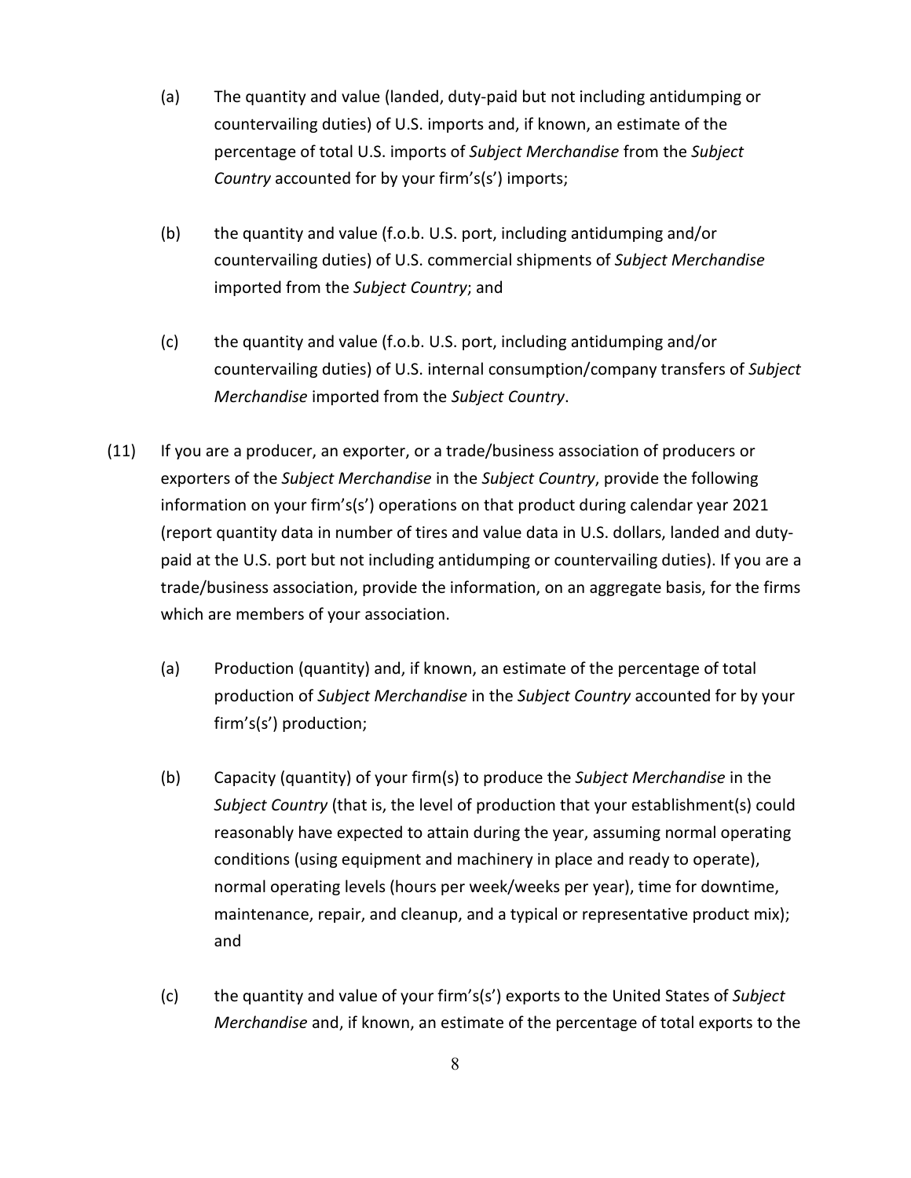(a) The quantity and value (landed, duty-paid but not including antidumping or countervailing duties) of U.S. imports and, if known, an estimate of the percentage of total U.S. imports of *Subject Merchandise* from the *Subject Country* accounted for by your firm's(s') imports;

(b) the quantity and value (f.o.b. U.S. port, including antidumping and/or countervailing duties) of U.S. commercial shipments of *Subject Merchandise* imported from the *Subject Country*; and

(c) the quantity and value (f.o.b. U.S. port, including antidumping and/or countervailing duties) of U.S. internal consumption/company transfers of *Subject Merchandise* imported from the *Subject Country*.

(11) If you are a producer, an exporter, or a trade/business association of producers or exporters of the *Subject Merchandise* in the *Subject Country*, provide the following information on your firm's(s') operations on that product during calendar year 2021 (report quantity data in number of tires and value data in U.S. dollars, landed and duty-paid at the U.S. port but not including antidumping or countervailing duties). If you are a trade/business association, provide the information, on an aggregate basis, for the firms which are members of your association.

(a) Production (quantity) and, if known, an estimate of the percentage of total production of *Subject Merchandise* in the *Subject Country* accounted for by your firm's(s') production;

(b) Capacity (quantity) of your firm(s) to produce the *Subject Merchandise* in the *Subject Country* (that is, the level of production that your establishment(s) could reasonably have expected to attain during the year, assuming normal operating conditions (using equipment and machinery in place and ready to operate), normal operating levels (hours per week/weeks per year), time for downtime, maintenance, repair, and cleanup, and a typical or representative product mix); and

(c) the quantity and value of your firm's(s') exports to the United States of *Subject Merchandise* and, if known, an estimate of the percentage of total exports to the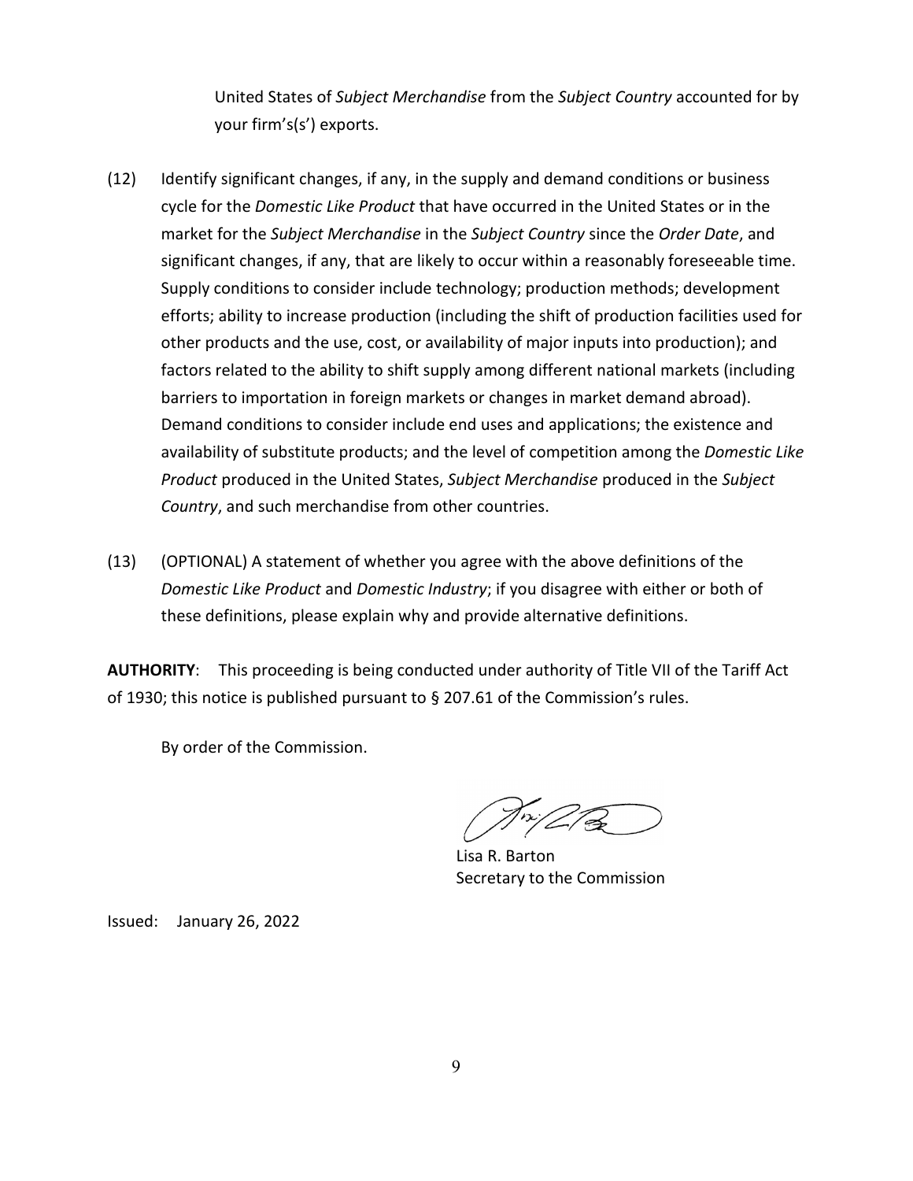United States of *Subject Merchandise* from the *Subject Country* accounted for by your firm's(s') exports.

(12) Identify significant changes, if any, in the supply and demand conditions or business cycle for the *Domestic Like Product* that have occurred in the United States or in the market for the *Subject Merchandise* in the *Subject Country* since the *Order Date*, and significant changes, if any, that are likely to occur within a reasonably foreseeable time. Supply conditions to consider include technology; production methods; development efforts; ability to increase production (including the shift of production facilities used for other products and the use, cost, or availability of major inputs into production); and factors related to the ability to shift supply among different national markets (including barriers to importation in foreign markets or changes in market demand abroad). Demand conditions to consider include end uses and applications; the existence and availability of substitute products; and the level of competition among the *Domestic Like Product* produced in the United States, *Subject Merchandise* produced in the *Subject Country*, and such merchandise from other countries.

(13) (OPTIONAL) A statement of whether you agree with the above definitions of the *Domestic Like Product* and *Domestic Industry*; if you disagree with either or both of these definitions, please explain why and provide alternative definitions.

**AUTHORITY**: This proceeding is being conducted under authority of Title VII of the Tariff Act of 1930; this notice is published pursuant to § 207.61 of the Commission's rules.

By order of the Commission.

Lisa R. Barton
Secretary to the Commission

Issued: January 26, 2022